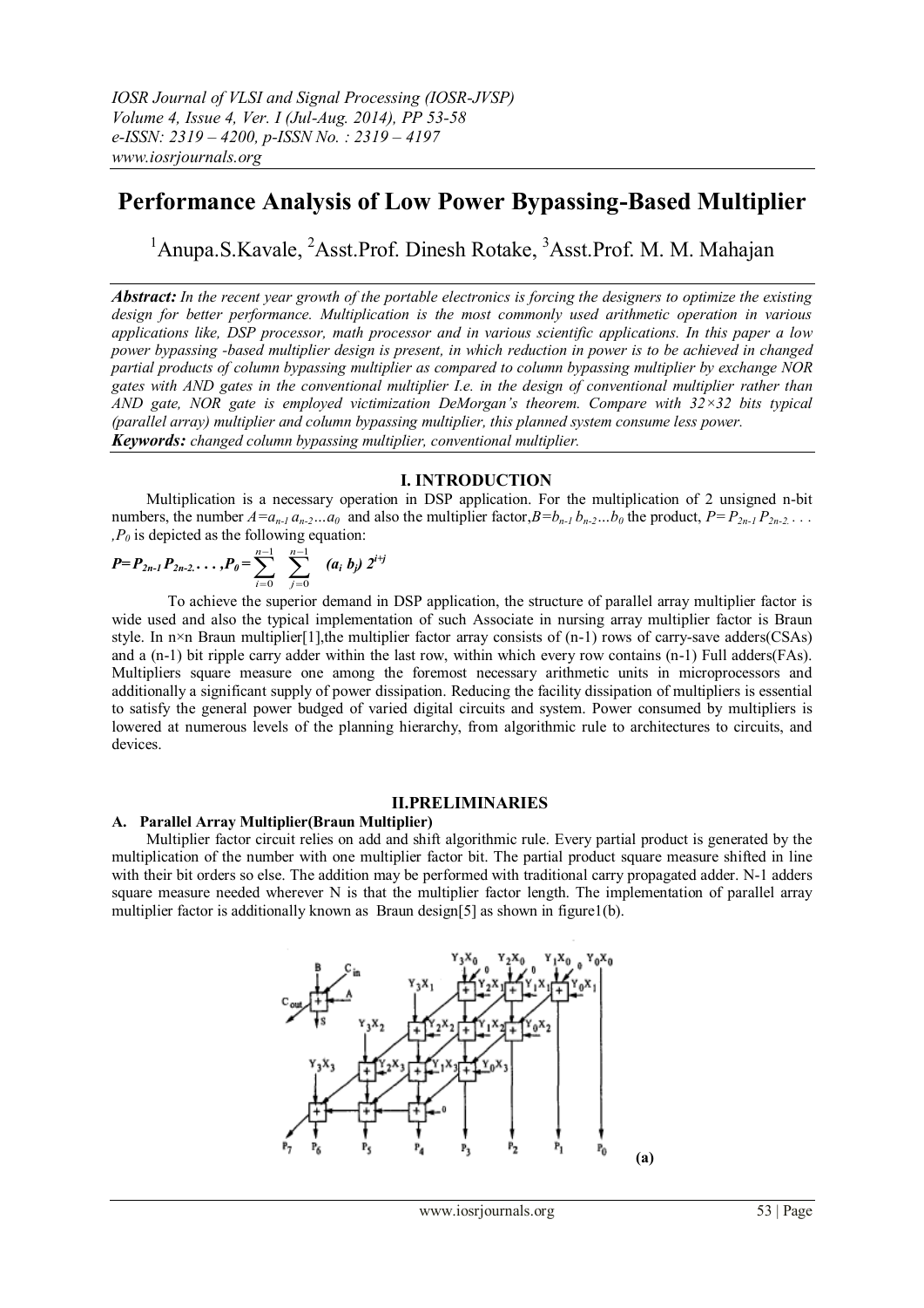# Performance Analysis of Low Power Bypassing-Based Multiplier

[1]Anupa.S.Kavale, [2]Asst.Prof. Dinesh Rotake, [3]Asst.Prof. M. M. Mahajan

***Abstract:*** *In the recent year growth of the portable electronics is forcing the designers to optimize the existing design for better performance. Multiplication is the most commonly used arithmetic operation in various applications like, DSP processor, math processor and in various scientific applications. In this paper a low power bypassing -based multiplier design is present, in which reduction in power is to be achieved in changed partial products of column bypassing multiplier as compared to column bypassing multiplier by exchange NOR gates with AND gates in the conventional multiplier I.e. in the design of conventional multiplier rather than AND gate, NOR gate is employed victimization DeMorgan's theorem. Compare with 32×32 bits typical (parallel array) multiplier and column bypassing multiplier, this planned system consume less power.*

***Keywords:*** *changed column bypassing multiplier, conventional multiplier.*

## I. INTRODUCTION

Multiplication is a necessary operation in DSP application. For the multiplication of 2 unsigned n-bit numbers, the number $A=a_{n-1}\,a_{n-2}\ldots a_0$ and also the multiplier factor,$B=b_{n-1}\,b_{n-2}\ldots b_0$ the product, $P=P_{2n-1}\,P_{2n-2.}\ldots,P_0$ is depicted as the following equation:

$$P=P_{2n-1}\,P_{2n-2.}\ldots,P_0=\sum_{i=0}^{n-1}\sum_{j=0}^{n-1}(a_i\,b_j)\,2^{i+j}$$

To achieve the superior demand in DSP application, the structure of parallel array multiplier factor is wide used and also the typical implementation of such Associate in nursing array multiplier factor is Braun style. In n×n Braun multiplier[1],the multiplier factor array consists of (n-1) rows of carry-save adders(CSAs) and a (n-1) bit ripple carry adder within the last row, within which every row contains (n-1) Full adders(FAs). Multipliers square measure one among the foremost necessary arithmetic units in microprocessors and additionally a significant supply of power dissipation. Reducing the facility dissipation of multipliers is essential to satisfy the general power budged of varied digital circuits and system. Power consumed by multipliers is lowered at numerous levels of the planning hierarchy, from algorithmic rule to architectures to circuits, and devices.

## II.PRELIMINARIES

### A. Parallel Array Multiplier(Braun Multiplier)

Multiplier factor circuit relies on add and shift algorithmic rule. Every partial product is generated by the multiplication of the number with one multiplier factor bit. The partial product square measure shifted in line with their bit orders so else. The addition may be performed with traditional carry propagated adder. N-1 adders square measure needed wherever N is that the multiplier factor length. The implementation of parallel array multiplier factor is additionally known as Braun design[5] as shown in figure1(b).

**(a)**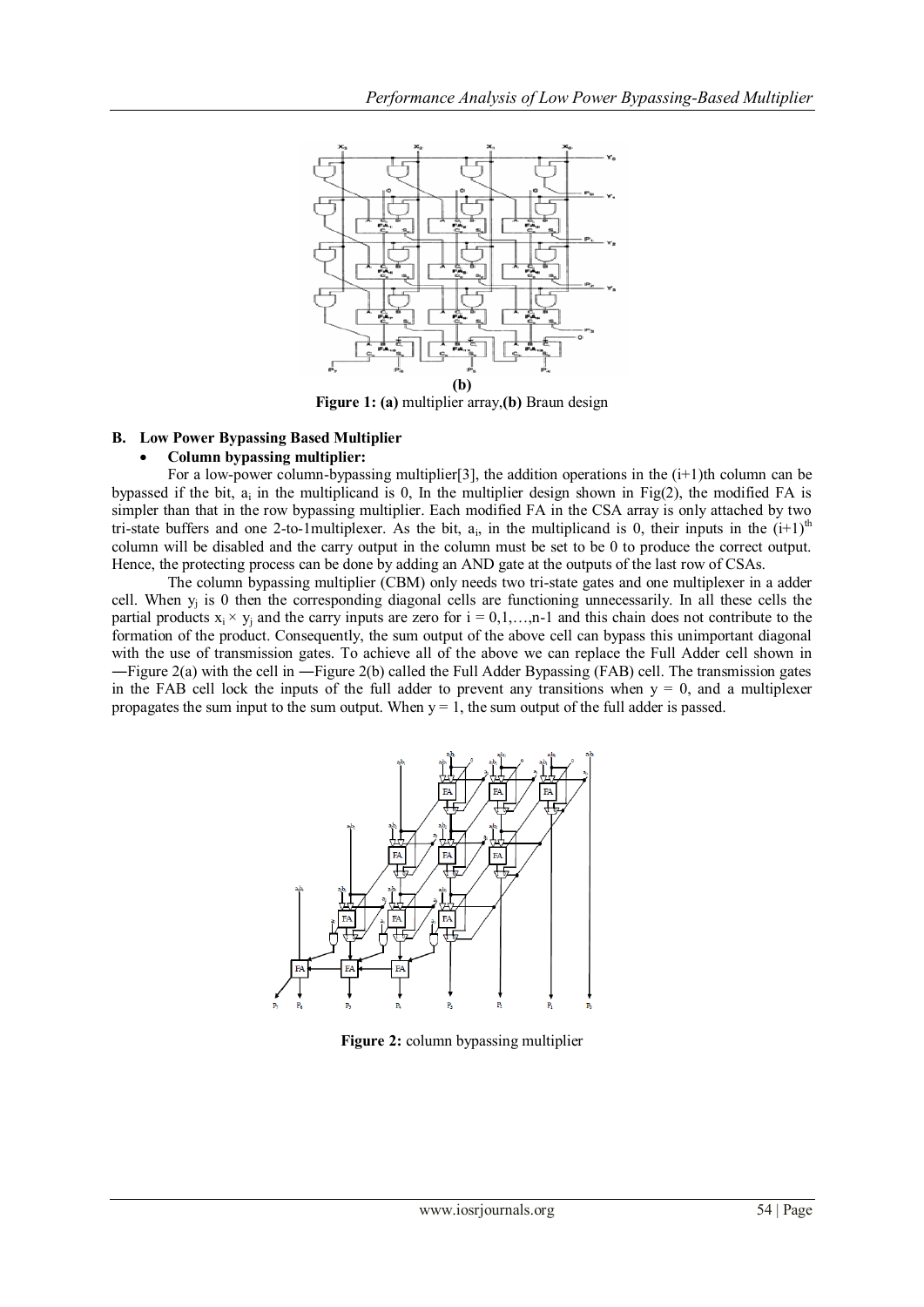**(b)**

**Figure 1: (a)** multiplier array,**(b)** Braun design

### B. Low Power Bypassing Based Multiplier

- **Column bypassing multiplier:**

For a low-power column-bypassing multiplier[3], the addition operations in the (i+1)th column can be bypassed if the bit, $a_i$ in the multiplicand is 0, In the multiplier design shown in Fig(2), the modified FA is simpler than that in the row bypassing multiplier. Each modified FA in the CSA array is only attached by two tri-state buffers and one 2-to-1multiplexer. As the bit, $a_i$, in the multiplicand is 0, their inputs in the $(i+1)^{th}$ column will be disabled and the carry output in the column must be set to be 0 to produce the correct output. Hence, the protecting process can be done by adding an AND gate at the outputs of the last row of CSAs.

The column bypassing multiplier (CBM) only needs two tri-state gates and one multiplexer in a adder cell. When $y_j$ is 0 then the corresponding diagonal cells are functioning unnecessarily. In all these cells the partial products $x_i \times y_j$ and the carry inputs are zero for $i = 0,1,\ldots,n-1$ and this chain does not contribute to the formation of the product. Consequently, the sum output of the above cell can bypass this unimportant diagonal with the use of transmission gates. To achieve all of the above we can replace the Full Adder cell shown in ―Figure 2(a) with the cell in ―Figure 2(b) called the Full Adder Bypassing (FAB) cell. The transmission gates in the FAB cell lock the inputs of the full adder to prevent any transitions when $y = 0$, and a multiplexer propagates the sum input to the sum output. When $y = 1$, the sum output of the full adder is passed.

**Figure 2:** column bypassing multiplier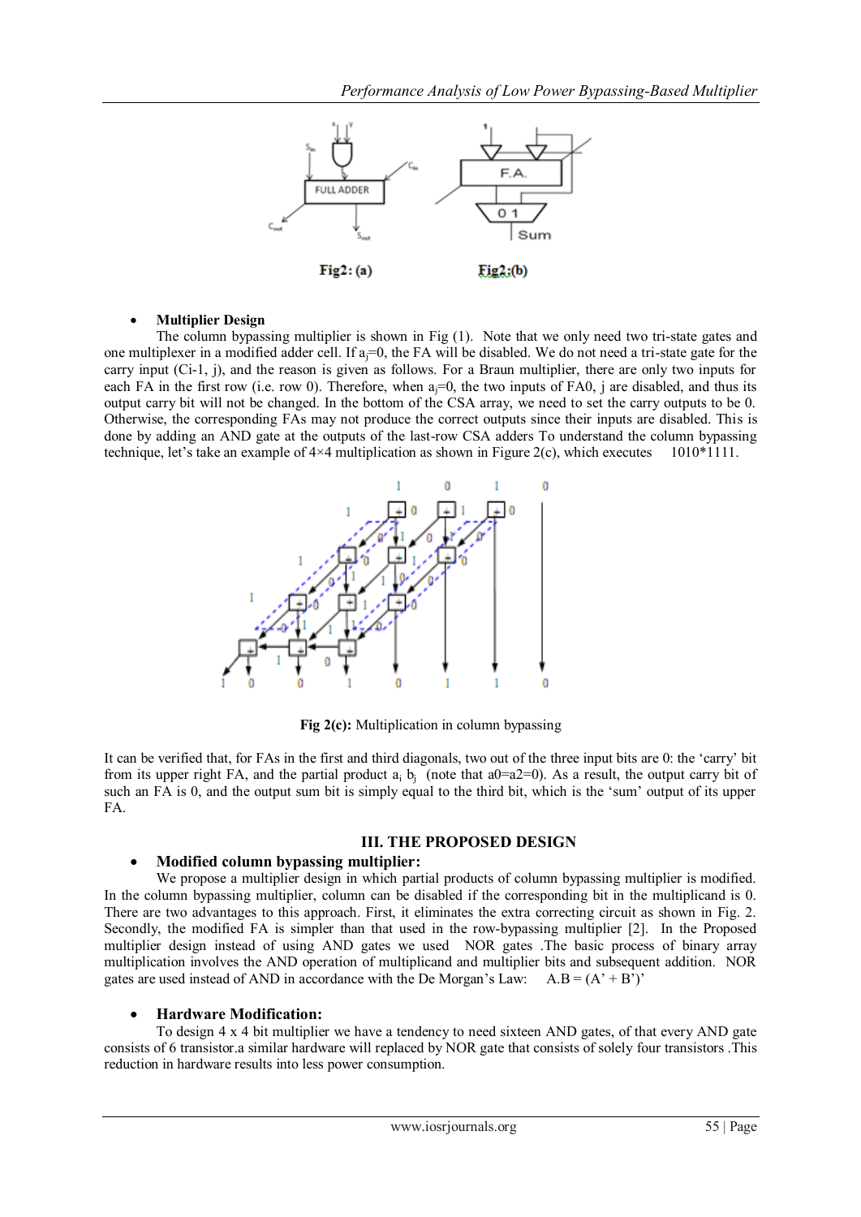Fig2: (a)     Fig2:(b)

- **Multiplier Design**

The column bypassing multiplier is shown in Fig (1). Note that we only need two tri-state gates and one multiplexer in a modified adder cell. If $a_j$=0, the FA will be disabled. We do not need a tri-state gate for the carry input (Ci-1, j), and the reason is given as follows. For a Braun multiplier, there are only two inputs for each FA in the first row (i.e. row 0). Therefore, when $a_j$=0, the two inputs of FA0, j are disabled, and thus its output carry bit will not be changed. In the bottom of the CSA array, we need to set the carry outputs to be 0. Otherwise, the corresponding FAs may not produce the correct outputs since their inputs are disabled. This is done by adding an AND gate at the outputs of the last-row CSA adders To understand the column bypassing technique, let's take an example of 4×4 multiplication as shown in Figure 2(c), which executes 1010*1111.

**Fig 2(c):** Multiplication in column bypassing

It can be verified that, for FAs in the first and third diagonals, two out of the three input bits are 0: the 'carry' bit from its upper right FA, and the partial product $a_i$ $b_j$ (note that a0=a2=0). As a result, the output carry bit of such an FA is 0, and the output sum bit is simply equal to the third bit, which is the 'sum' output of its upper FA.

## III. THE PROPOSED DESIGN

- **Modified column bypassing multiplier:**

We propose a multiplier design in which partial products of column bypassing multiplier is modified. In the column bypassing multiplier, column can be disabled if the corresponding bit in the multiplicand is 0. There are two advantages to this approach. First, it eliminates the extra correcting circuit as shown in Fig. 2. Secondly, the modified FA is simpler than that used in the row-bypassing multiplier [2]. In the Proposed multiplier design instead of using AND gates we used NOR gates .The basic process of binary array multiplication involves the AND operation of multiplicand and multiplier bits and subsequent addition. NOR gates are used instead of AND in accordance with the De Morgan's Law: A.B = (A' + B')'

- **Hardware Modification:**

To design 4 x 4 bit multiplier we have a tendency to need sixteen AND gates, of that every AND gate consists of 6 transistor.a similar hardware will replaced by NOR gate that consists of solely four transistors .This reduction in hardware results into less power consumption.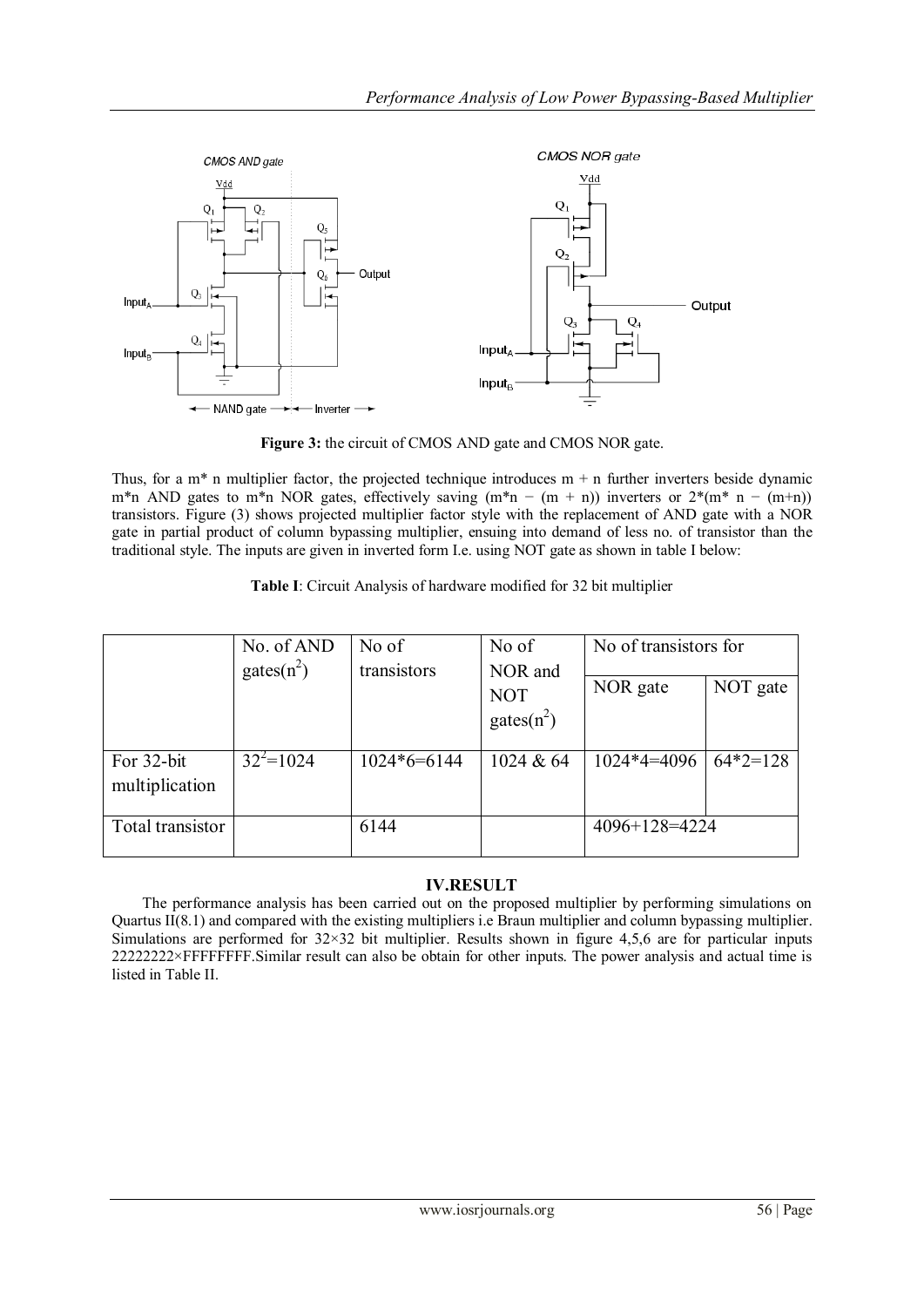Figure 3: the circuit of CMOS AND gate and CMOS NOR gate.

Thus, for a m* n multiplier factor, the projected technique introduces m + n further inverters beside dynamic m*n AND gates to m*n NOR gates, effectively saving (m*n − (m + n)) inverters or 2*(m* n − (m+n)) transistors. Figure (3) shows projected multiplier factor style with the replacement of AND gate with a NOR gate in partial product of column bypassing multiplier, ensuing into demand of less no. of transistor than the traditional style. The inputs are given in inverted form I.e. using NOT gate as shown in table I below:

**Table I**: Circuit Analysis of hardware modified for 32 bit multiplier

| | No. of AND gates($n^2$) | No of transistors | No of NOR and NOT gates($n^2$) | No of transistors for | |
|---|---|---|---|---|---|
| | | | | NOR gate | NOT gate |
| For 32-bit multiplication | $32^2$=1024 | 1024*6=6144 | 1024 & 64 | 1024*4=4096 | 64*2=128 |
| Total transistor | | 6144 | | 4096+128=4224 | |

## IV.RESULT

The performance analysis has been carried out on the proposed multiplier by performing simulations on Quartus II(8.1) and compared with the existing multipliers i.e Braun multiplier and column bypassing multiplier. Simulations are performed for 32×32 bit multiplier. Results shown in figure 4,5,6 are for particular inputs 22222222×FFFFFFFF.Similar result can also be obtain for other inputs. The power analysis and actual time is listed in Table II.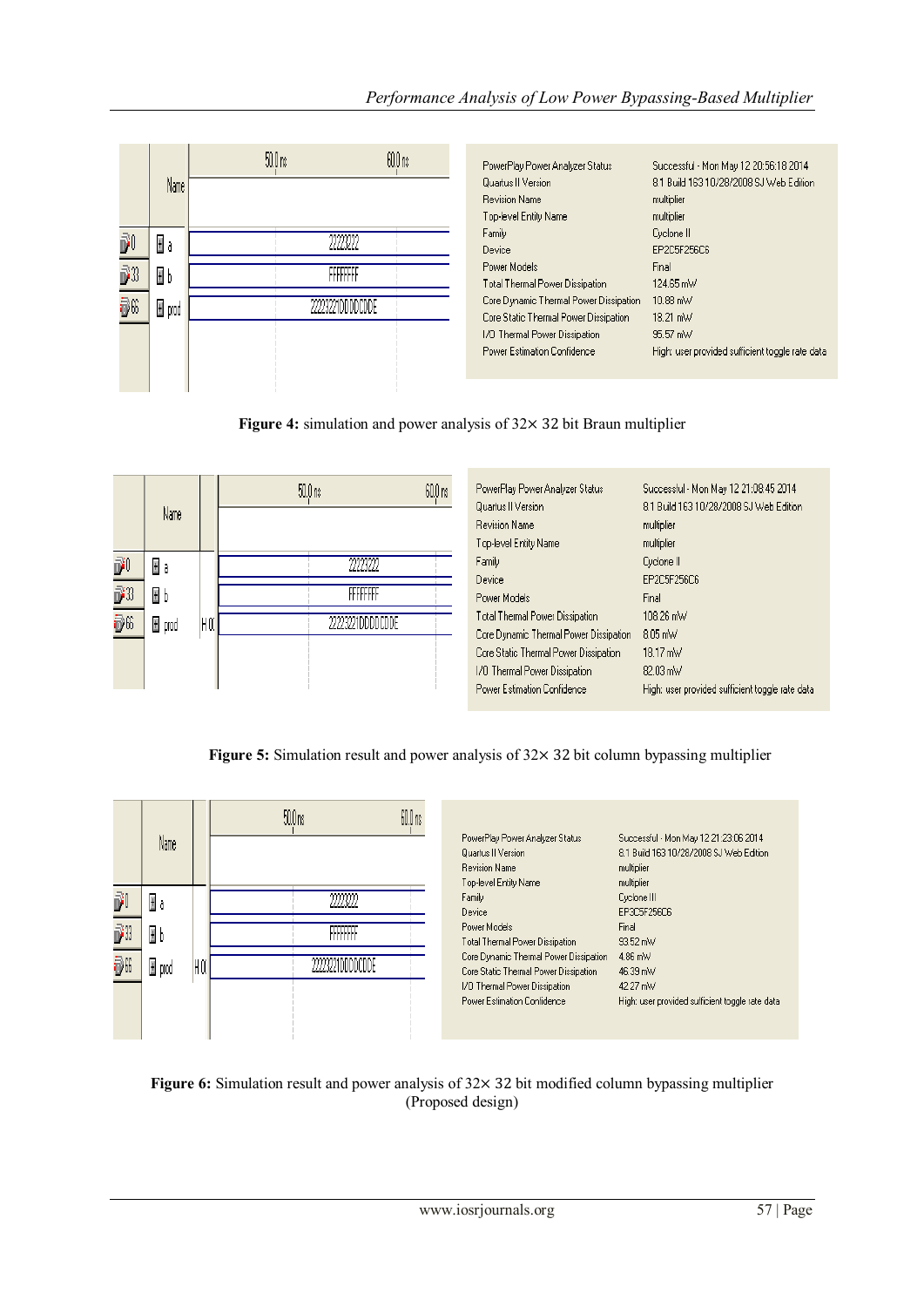| Name | 50.0 ns | 60.0 ns |
|---|---|---|
| a | 22222222 | |
| b | FFFFFFFF | |
| prod | 22222221DDDDDDDE | |

| | |
|---|---|
| PowerPlay Power Analyzer Status | Successful - Mon May 12 20:56:18 2014 |
| Quartus II Version | 8.1 Build 163 10/28/2008 SJ Web Edition |
| Revision Name | multiplier |
| Top-level Entity Name | multiplier |
| Family | Cyclone II |
| Device | EP2C5F256C6 |
| Power Models | Final |
| Total Thermal Power Dissipation | 124.65 mW |
| Core Dynamic Thermal Power Dissipation | 10.88 mW |
| Core Static Thermal Power Dissipation | 18.21 mW |
| I/O Thermal Power Dissipation | 95.57 mW |
| Power Estimation Confidence | High: user provided sufficient toggle rate data |

**Figure 4:** simulation and power analysis of 32× 32 bit Braun multiplier

| Name | 50.0 ns | 60.0 ns |
|---|---|---|
| a | 22222222 | |
| b | FFFFFFFF | |
| prod | 22222221DDDDDDDE | |

| | |
|---|---|
| PowerPlay Power Analyzer Status | Successful - Mon May 12 21:08:45 2014 |
| Quartus II Version | 8.1 Build 163 10/28/2008 SJ Web Edition |
| Revision Name | multiplier |
| Top-level Entity Name | multiplier |
| Family | Cyclone II |
| Device | EP2C5F256C6 |
| Power Models | Final |
| Total Thermal Power Dissipation | 108.26 mW |
| Core Dynamic Thermal Power Dissipation | 8.05 mW |
| Core Static Thermal Power Dissipation | 18.17 mW |
| I/O Thermal Power Dissipation | 82.03 mW |
| Power Estimation Confidence | High: user provided sufficient toggle rate data |

**Figure 5:** Simulation result and power analysis of 32× 32 bit column bypassing multiplier

| Name | 50.0 ns | 60.0 ns |
|---|---|---|
| a | 22222222 | |
| b | FFFFFFFF | |
| prod | 22222221DDDDDDDE | |

| | |
|---|---|
| PowerPlay Power Analyzer Status | Successful - Mon May 12 21:23:06 2014 |
| Quartus II Version | 8.1 Build 163 10/28/2008 SJ Web Edition |
| Revision Name | multiplier |
| Top-level Entity Name | multiplier |
| Family | Cyclone III |
| Device | EP3C5F256C6 |
| Power Models | Final |
| Total Thermal Power Dissipation | 93.52 mW |
| Core Dynamic Thermal Power Dissipation | 4.86 mW |
| Core Static Thermal Power Dissipation | 46.39 mW |
| I/O Thermal Power Dissipation | 42.27 mW |
| Power Estimation Confidence | High: user provided sufficient toggle rate data |

**Figure 6:** Simulation result and power analysis of 32× 32 bit modified column bypassing multiplier (Proposed design)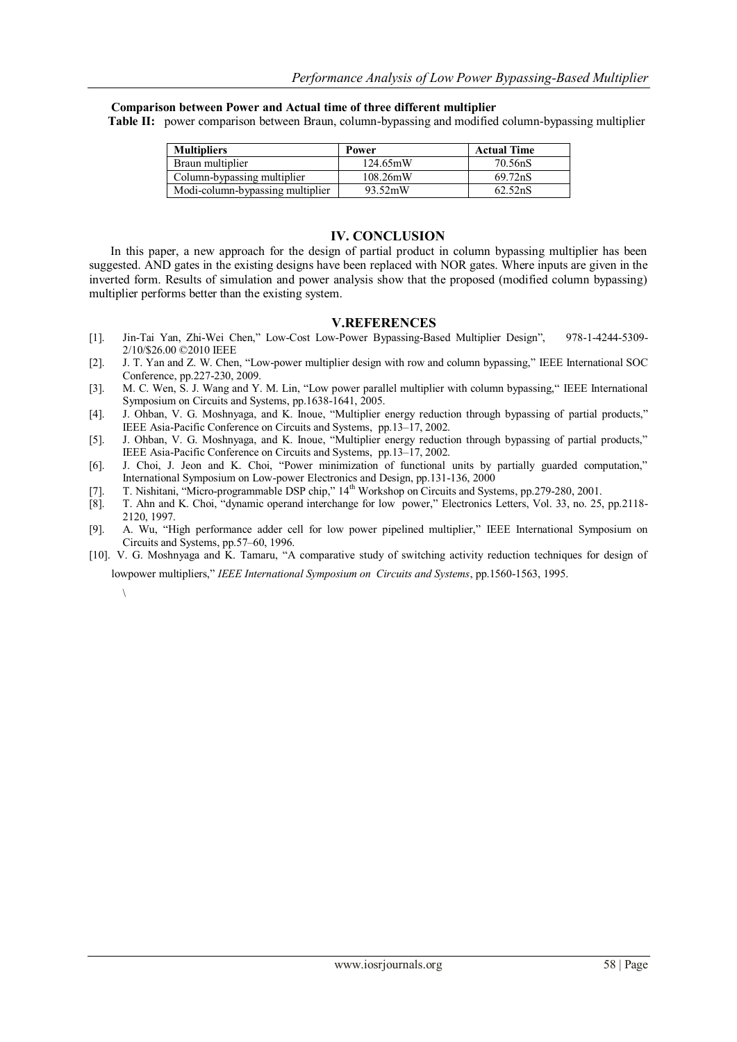**Comparison between Power and Actual time of three different multiplier**

**Table II:** power comparison between Braun, column-bypassing and modified column-bypassing multiplier

| Multipliers | Power | Actual Time |
|---|---|---|
| Braun multiplier | 124.65mW | 70.56nS |
| Column-bypassing multiplier | 108.26mW | 69.72nS |
| Modi-column-bypassing multiplier | 93.52mW | 62.52nS |

## IV. CONCLUSION

In this paper, a new approach for the design of partial product in column bypassing multiplier has been suggested. AND gates in the existing designs have been replaced with NOR gates. Where inputs are given in the inverted form. Results of simulation and power analysis show that the proposed (modified column bypassing) multiplier performs better than the existing system.

## V.REFERENCES

[1]. Jin-Tai Yan, Zhi-Wei Chen," Low-Cost Low-Power Bypassing-Based Multiplier Design", 978-1-4244-5309-2/10/$26.00 ©2010 IEEE

[2]. J. T. Yan and Z. W. Chen, "Low-power multiplier design with row and column bypassing," IEEE International SOC Conference, pp.227-230, 2009.

[3]. M. C. Wen, S. J. Wang and Y. M. Lin, "Low power parallel multiplier with column bypassing," IEEE International Symposium on Circuits and Systems, pp.1638-1641, 2005.

[4]. J. Ohban, V. G. Moshnyaga, and K. Inoue, "Multiplier energy reduction through bypassing of partial products," IEEE Asia-Pacific Conference on Circuits and Systems, pp.13–17, 2002.

[5]. J. Ohban, V. G. Moshnyaga, and K. Inoue, "Multiplier energy reduction through bypassing of partial products," IEEE Asia-Pacific Conference on Circuits and Systems, pp.13–17, 2002.

[6]. J. Choi, J. Jeon and K. Choi, "Power minimization of functional units by partially guarded computation," International Symposium on Low-power Electronics and Design, pp.131-136, 2000

[7]. T. Nishitani, "Micro-programmable DSP chip," 14th Workshop on Circuits and Systems, pp.279-280, 2001.

[8]. T. Ahn and K. Choi, "dynamic operand interchange for low power," Electronics Letters, Vol. 33, no. 25, pp.2118-2120, 1997.

[9]. A. Wu, "High performance adder cell for low power pipelined multiplier," IEEE International Symposium on Circuits and Systems, pp.57–60, 1996.

[10]. V. G. Moshnyaga and K. Tamaru, "A comparative study of switching activity reduction techniques for design of lowpower multipliers," *IEEE International Symposium on Circuits and Systems*, pp.1560-1563, 1995.

\